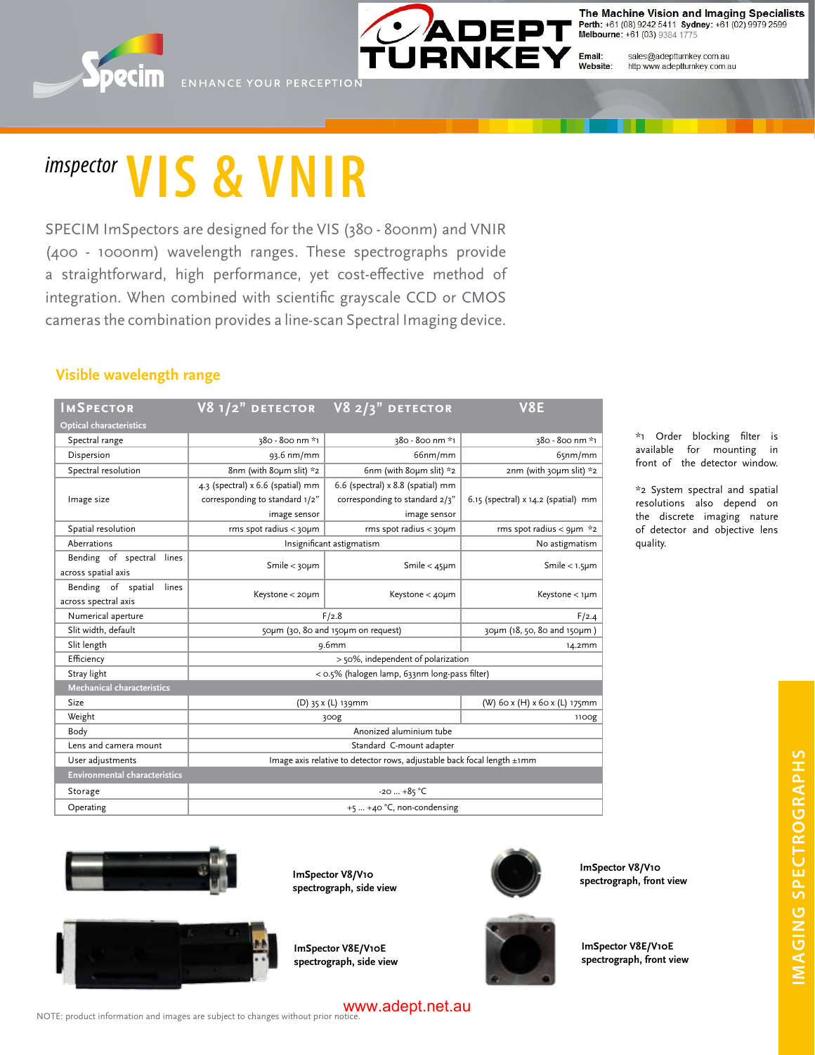The Machine Vision and Imaging Specialists
Perth: +61 (08) 9242 5411 Sydney: +61 (02) 9979 2599
Melbourne: +61 (03) 9384 1775

Email: sales@adeptturnkey.com.au
Website: http:www.adeptturnkey.com.au

Specim ENHANCE YOUR PERCEPTION

# *imspector* VIS & VNIR

SPECIM ImSpectors are designed for the VIS (380 - 800nm) and VNIR (400 - 1000nm) wavelength ranges. These spectrographs provide a straightforward, high performance, yet cost-effective method of integration. When combined with scientific grayscale CCD or CMOS cameras the combination provides a line-scan Spectral Imaging device.

## Visible wavelength range

| ImSpector | V8 1/2" detector | V8 2/3" detector | V8E |
|---|---|---|---|
| **Optical characteristics** | | | |
| Spectral range | 380 - 800 nm *1 | 380 - 800 nm *1 | 380 - 800 nm *1 |
| Dispersion | 93.6 nm/mm | 66nm/mm | 65nm/mm |
| Spectral resolution | 8nm (with 80µm slit) *2 | 6nm (with 80µm slit) *2 | 2nm (with 30µm slit) *2 |
| Image size | 4.3 (spectral) x 6.6 (spatial) mm corresponding to standard 1/2" image sensor | 6.6 (spectral) x 8.8 (spatial) mm corresponding to standard 2/3" image sensor | 6.15 (spectral) x 14.2 (spatial) mm |
| Spatial resolution | rms spot radius < 30µm | rms spot radius < 30µm | rms spot radius < 9µm *2 |
| Aberrations | Insignificant astigmatism | | No astigmatism |
| Bending of spectral lines across spatial axis | Smile < 30µm | Smile < 45µm | Smile < 1.5µm |
| Bending of spatial lines across spectral axis | Keystone < 20µm | Keystone < 40µm | Keystone < 1µm |
| Numerical aperture | F/2.8 | | F/2.4 |
| Slit width, default | 50µm (30, 80 and 150µm on request) | | 30µm (18, 50, 80 and 150µm ) |
| Slit length | 9.6mm | | 14.2mm |
| Efficiency | > 50%, independent of polarization | | |
| Stray light | < 0.5% (halogen lamp, 633nm long-pass filter) | | |
| **Mechanical characteristics** | | | |
| Size | (D) 35 x (L) 139mm | | (W) 60 x (H) x 60 x (L) 175mm |
| Weight | 300g | | 1100g |
| Body | Anonized aluminium tube | | |
| Lens and camera mount | Standard C-mount adapter | | |
| User adjustments | Image axis relative to detector rows, adjustable back focal length ±1mm | | |
| **Environmental characteristics** | | | |
| Storage | -20 ... +85 °C | | |
| Operating | +5 ... +40 °C, non-condensing | | |

*1 Order blocking filter is available for mounting in front of the detector window.

*2 System spectral and spatial resolutions also depend on the discrete imaging nature of detector and objective lens quality.

**ImSpector V8/V10 spectrograph, side view**

**ImSpector V8/V10 spectrograph, front view**

**ImSpector V8E/V10E spectrograph, side view**

**ImSpector V8E/V10E spectrograph, front view**

IMAGING SPECTROGRAPHS

www.adept.net.au

NOTE: product information and images are subject to changes without prior notice.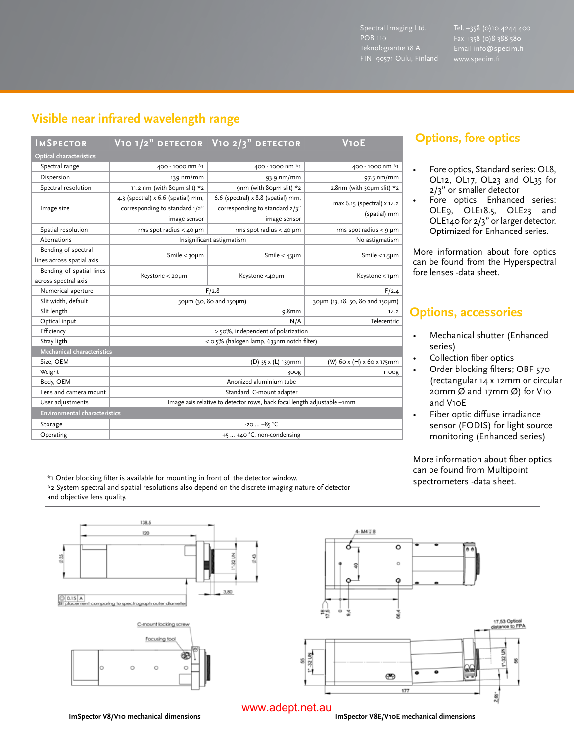Spectral Imaging Ltd.
POB 110
Teknologiantie 18 A
FIN–90571 Oulu, Finland

Tel. +358 (0)10 4244 400
Fax +358 (0)8 388 580
Email info@specim.fi
www.specim.fi

## Visible near infrared wavelength range

| ImSpector | V10 1/2" detector | V10 2/3" detector | V10E |
|---|---|---|---|
| **Optical characteristics** | | | |
| Spectral range | 400 - 1000 nm *1 | 400 - 1000 nm *1 | 400 - 1000 nm *1 |
| Dispersion | 139 nm/mm | 93.9 nm/mm | 97.5 nm/mm |
| Spectral resolution | 11.2 nm (with 80μm slit) *2 | 9nm (with 80μm slit) *2 | 2.8nm (with 30μm slit) *2 |
| Image size | 4.3 (spectral) x 6.6 (spatial) mm, corresponding to standard 1/2" image sensor | 6.6 (spectral) x 8.8 (spatial) mm, corresponding to standard 2/3" image sensor | max 6.15 (spectral) x 14.2 (spatial) mm |
| Spatial resolution | rms spot radius < 40 μm | rms spot radius < 40 μm | rms spot radius < 9 μm |
| Aberrations | Insignificant astigmatism | | No astigmatism |
| Bending of spectral lines across spatial axis | Smile < 30μm | Smile < 45μm | Smile < 1.5μm |
| Bending of spatial lines across spectral axis | Keystone < 20μm | Keystone <40μm | Keystone < 1μm |
| Numerical aperture | F/2.8 | | F/2.4 |
| Slit width, default | 50μm (30, 80 and 150μm) | | 30μm (13, 18, 50, 80 and 150μm) |
| Slit length | 9.8mm | | 14.2 |
| Optical input | N/A | | Telecentric |
| Efficiency | > 50%, independent of polarization | | |
| Stray ligth | < 0.5% (halogen lamp, 633nm notch filter) | | |
| **Mechanical characteristics** | | | |
| Size, OEM | (D) 35 x (L) 139mm | | (W) 60 x (H) x 60 x 175mm |
| Weight | 300g | | 1100g |
| Body, OEM | Anonized aluminium tube | | |
| Lens and camera mount | Standard C-mount adapter | | |
| User adjustments | Image axis relative to detector rows, back focal length adjustable ±1mm | | |
| **Environmental characteristics** | | | |
| Storage | -20 ... +85 °C | | |
| Operating | +5 ... +40 °C, non-condensing | | |

*1 Order blocking filter is available for mounting in front of the detector window.
*2 System spectral and spatial resolutions also depend on the discrete imaging nature of detector and objective lens quality.

## Options, fore optics

- Fore optics, Standard series: OL8, OL12, OL17, OL23 and OL35 for 2/3" or smaller detector
- Fore optics, Enhanced series: OLE9, OLE18.5, OLE23 and OLE140 for 2/3" or larger detector. Optimized for Enhanced series.

More information about fore optics can be found from the Hyperspectral fore lenses -data sheet.

## Options, accessories

- Mechanical shutter (Enhanced series)
- Collection fiber optics
- Order blocking filters; OBF 570 (rectangular 14 x 12mm or circular 20mm Ø and 17mm Ø) for V10 and V10E
- Fiber optic diffuse irradiance sensor (FODIS) for light source monitoring (Enhanced series)

More information about fiber optics can be found from Multipoint spectrometers -data sheet.

138,5
120
Ø35
1"-32 UN
Ø43
3,80
0.15 A
Slit placement comparing to spectrograph outer diameter
C-mount locking screw
Focusing tool

ImSpector V8/V10 mechanical dimensions

4- M4 8
40
18
17,5
0
9,4
66,4
17,53 Optical distance to FPA
55
1"-32 UN
56
177
2,65

ImSpector V8E/V10E mechanical dimensions

www.adept.net.au